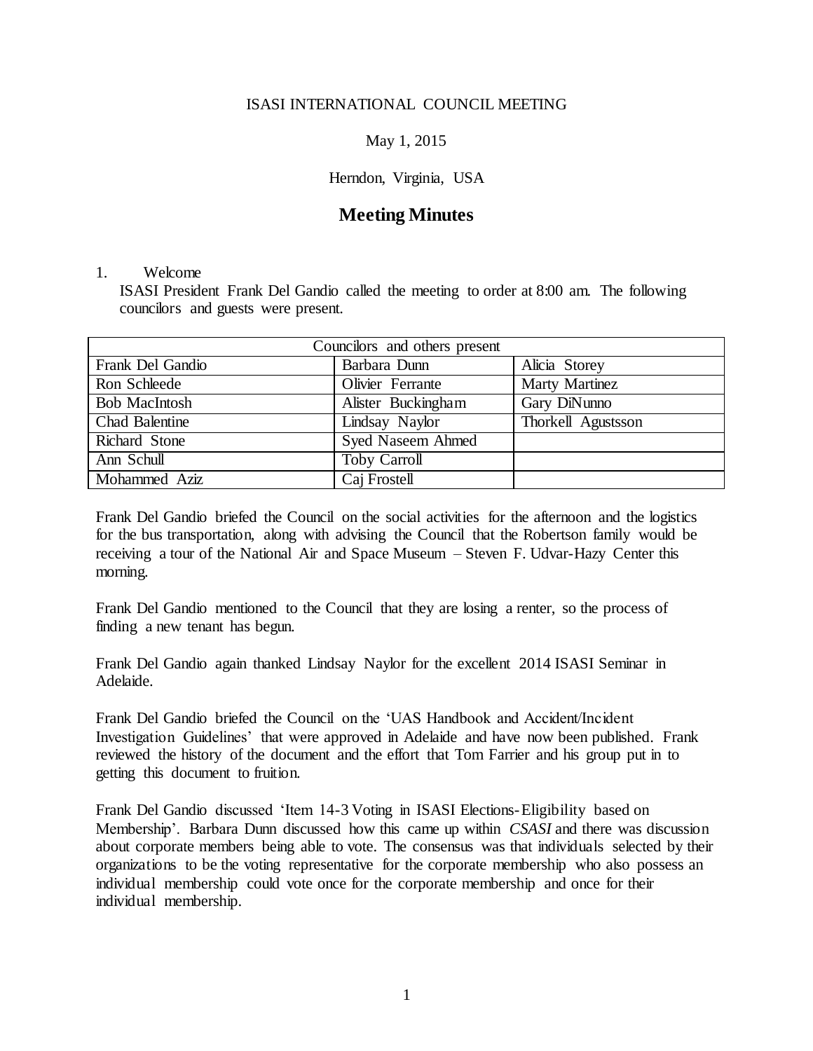ISASI INTERNATIONAL COUNCIL MEETING

May 1, 2015

Herndon, Virginia, USA

# Meeting Minutes

1. Welcome

ISASI President Frank Del Gandio called the meeting to order at 8:00 am. The following councilors and guests were present.

| Councilors and others present | | |
|---|---|---|
| Frank Del Gandio | Barbara Dunn | Alicia Storey |
| Ron Schleede | Olivier Ferrante | Marty Martinez |
| Bob MacIntosh | Alister Buckingham | Gary DiNunno |
| Chad Balentine | Lindsay Naylor | Thorkell Agustsson |
| Richard Stone | Syed Naseem Ahmed | |
| Ann Schull | Toby Carroll | |
| Mohammed Aziz | Caj Frostell | |

Frank Del Gandio briefed the Council on the social activities for the afternoon and the logistics for the bus transportation, along with advising the Council that the Robertson family would be receiving a tour of the National Air and Space Museum – Steven F. Udvar-Hazy Center this morning.

Frank Del Gandio mentioned to the Council that they are losing a renter, so the process of finding a new tenant has begun.

Frank Del Gandio again thanked Lindsay Naylor for the excellent 2014 ISASI Seminar in Adelaide.

Frank Del Gandio briefed the Council on the 'UAS Handbook and Accident/Incident Investigation Guidelines' that were approved in Adelaide and have now been published. Frank reviewed the history of the document and the effort that Tom Farrier and his group put in to getting this document to fruition.

Frank Del Gandio discussed 'Item 14-3 Voting in ISASI Elections-Eligibility based on Membership'. Barbara Dunn discussed how this came up within *CSASI* and there was discussion about corporate members being able to vote. The consensus was that individuals selected by their organizations to be the voting representative for the corporate membership who also possess an individual membership could vote once for the corporate membership and once for their individual membership.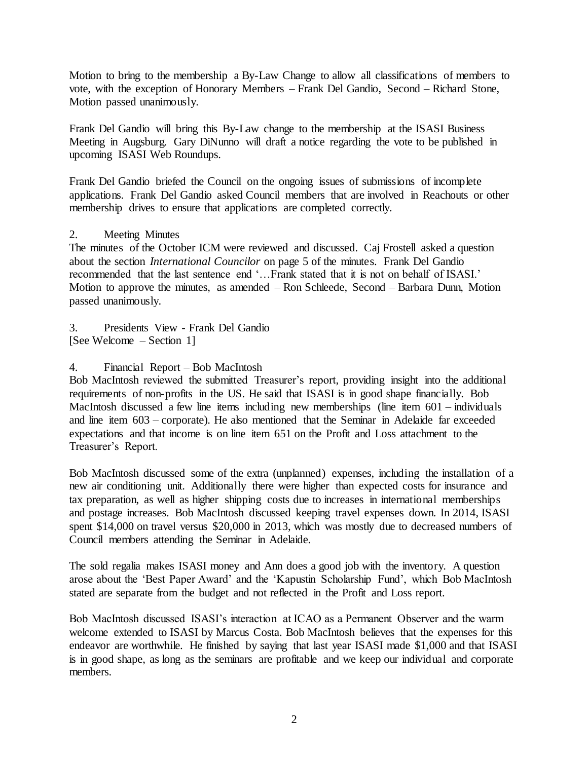Motion to bring to the membership a By-Law Change to allow all classifications of members to vote, with the exception of Honorary Members – Frank Del Gandio, Second – Richard Stone, Motion passed unanimously.

Frank Del Gandio will bring this By-Law change to the membership at the ISASI Business Meeting in Augsburg. Gary DiNunno will draft a notice regarding the vote to be published in upcoming ISASI Web Roundups.

Frank Del Gandio briefed the Council on the ongoing issues of submissions of incomplete applications. Frank Del Gandio asked Council members that are involved in Reachouts or other membership drives to ensure that applications are completed correctly.

2. Meeting Minutes

The minutes of the October ICM were reviewed and discussed. Caj Frostell asked a question about the section *International Councilor* on page 5 of the minutes. Frank Del Gandio recommended that the last sentence end '…Frank stated that it is not on behalf of ISASI.' Motion to approve the minutes, as amended – Ron Schleede, Second – Barbara Dunn, Motion passed unanimously.

3. Presidents View - Frank Del Gandio

[See Welcome – Section 1]

4. Financial Report – Bob MacIntosh

Bob MacIntosh reviewed the submitted Treasurer's report, providing insight into the additional requirements of non-profits in the US. He said that ISASI is in good shape financially. Bob MacIntosh discussed a few line items including new memberships (line item 601 – individuals and line item 603 – corporate). He also mentioned that the Seminar in Adelaide far exceeded expectations and that income is on line item 651 on the Profit and Loss attachment to the Treasurer's Report.

Bob MacIntosh discussed some of the extra (unplanned) expenses, including the installation of a new air conditioning unit. Additionally there were higher than expected costs for insurance and tax preparation, as well as higher shipping costs due to increases in international memberships and postage increases. Bob MacIntosh discussed keeping travel expenses down. In 2014, ISASI spent $14,000 on travel versus $20,000 in 2013, which was mostly due to decreased numbers of Council members attending the Seminar in Adelaide.

The sold regalia makes ISASI money and Ann does a good job with the inventory. A question arose about the 'Best Paper Award' and the 'Kapustin Scholarship Fund', which Bob MacIntosh stated are separate from the budget and not reflected in the Profit and Loss report.

Bob MacIntosh discussed ISASI's interaction at ICAO as a Permanent Observer and the warm welcome extended to ISASI by Marcus Costa. Bob MacIntosh believes that the expenses for this endeavor are worthwhile. He finished by saying that last year ISASI made $1,000 and that ISASI is in good shape, as long as the seminars are profitable and we keep our individual and corporate members.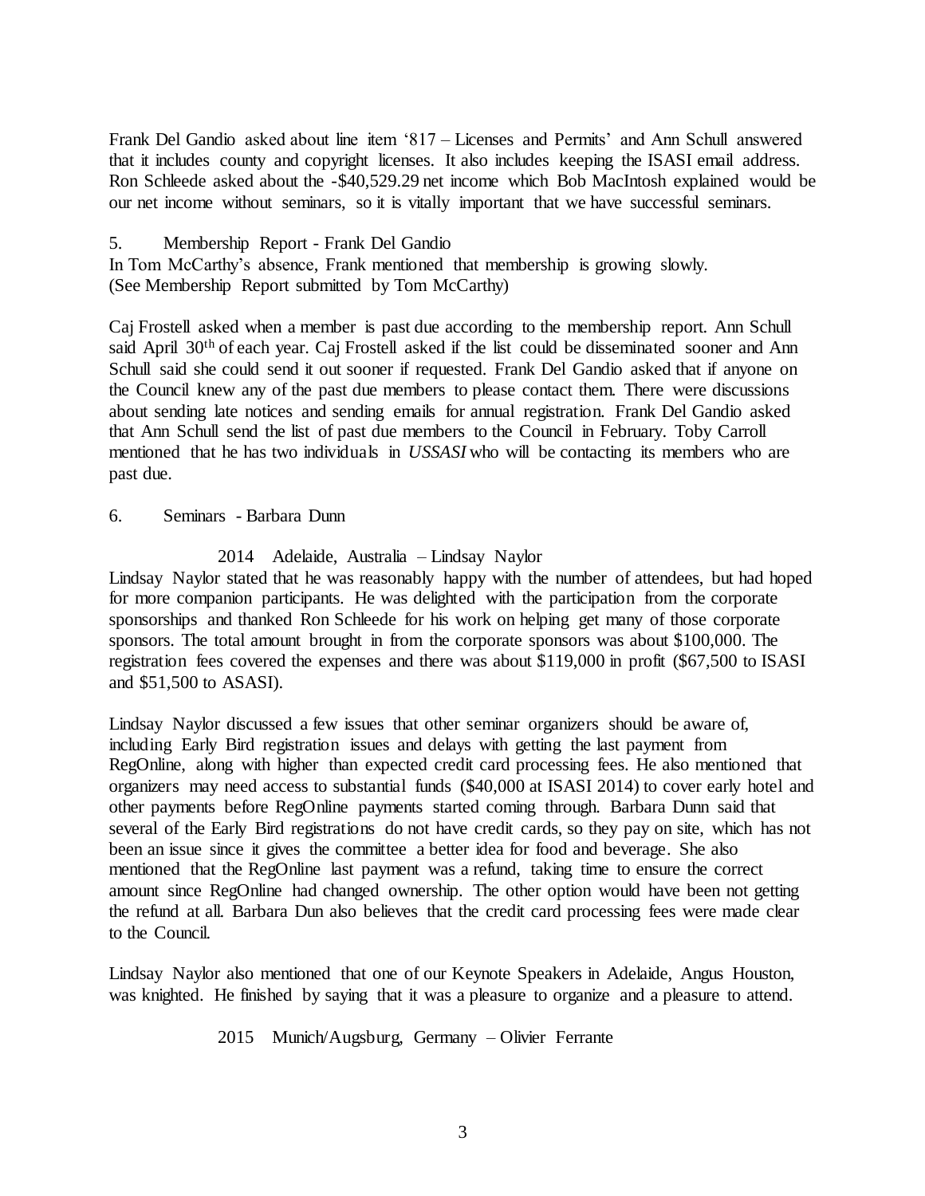Frank Del Gandio asked about line item '817 – Licenses and Permits' and Ann Schull answered that it includes county and copyright licenses. It also includes keeping the ISASI email address. Ron Schleede asked about the -$40,529.29 net income which Bob MacIntosh explained would be our net income without seminars, so it is vitally important that we have successful seminars.

5. Membership Report - Frank Del Gandio

In Tom McCarthy's absence, Frank mentioned that membership is growing slowly. (See Membership Report submitted by Tom McCarthy)

Caj Frostell asked when a member is past due according to the membership report. Ann Schull said April 30th of each year. Caj Frostell asked if the list could be disseminated sooner and Ann Schull said she could send it out sooner if requested. Frank Del Gandio asked that if anyone on the Council knew any of the past due members to please contact them. There were discussions about sending late notices and sending emails for annual registration. Frank Del Gandio asked that Ann Schull send the list of past due members to the Council in February. Toby Carroll mentioned that he has two individuals in *USSASI* who will be contacting its members who are past due.

6. Seminars - Barbara Dunn

2014 Adelaide, Australia – Lindsay Naylor

Lindsay Naylor stated that he was reasonably happy with the number of attendees, but had hoped for more companion participants. He was delighted with the participation from the corporate sponsorships and thanked Ron Schleede for his work on helping get many of those corporate sponsors. The total amount brought in from the corporate sponsors was about $100,000. The registration fees covered the expenses and there was about $119,000 in profit ($67,500 to ISASI and $51,500 to ASASI).

Lindsay Naylor discussed a few issues that other seminar organizers should be aware of, including Early Bird registration issues and delays with getting the last payment from RegOnline, along with higher than expected credit card processing fees. He also mentioned that organizers may need access to substantial funds ($40,000 at ISASI 2014) to cover early hotel and other payments before RegOnline payments started coming through. Barbara Dunn said that several of the Early Bird registrations do not have credit cards, so they pay on site, which has not been an issue since it gives the committee a better idea for food and beverage. She also mentioned that the RegOnline last payment was a refund, taking time to ensure the correct amount since RegOnline had changed ownership. The other option would have been not getting the refund at all. Barbara Dun also believes that the credit card processing fees were made clear to the Council.

Lindsay Naylor also mentioned that one of our Keynote Speakers in Adelaide, Angus Houston, was knighted. He finished by saying that it was a pleasure to organize and a pleasure to attend.

2015 Munich/Augsburg, Germany – Olivier Ferrante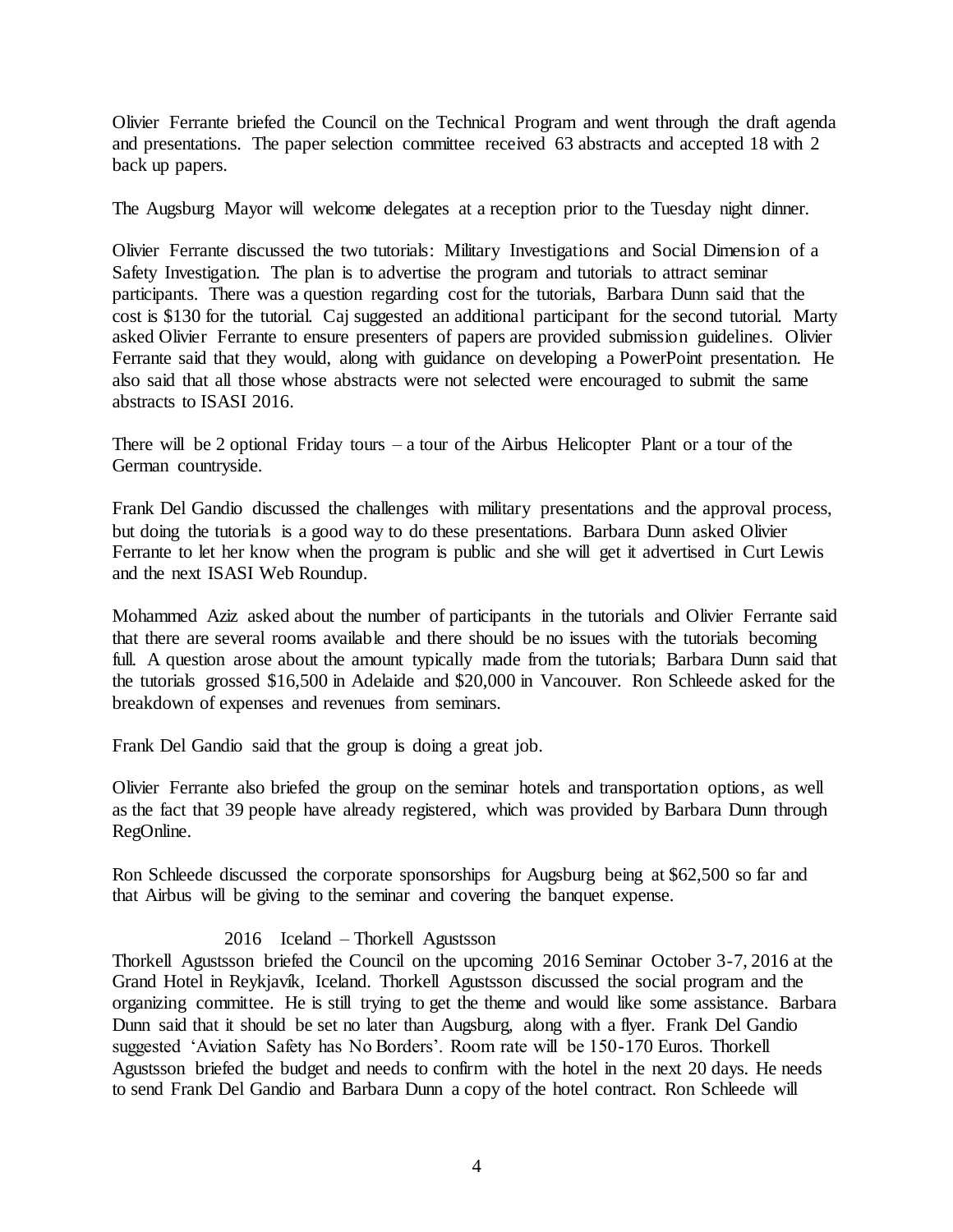Olivier Ferrante briefed the Council on the Technical Program and went through the draft agenda and presentations. The paper selection committee received 63 abstracts and accepted 18 with 2 back up papers.

The Augsburg Mayor will welcome delegates at a reception prior to the Tuesday night dinner.

Olivier Ferrante discussed the two tutorials: Military Investigations and Social Dimension of a Safety Investigation. The plan is to advertise the program and tutorials to attract seminar participants. There was a question regarding cost for the tutorials, Barbara Dunn said that the cost is $130 for the tutorial. Caj suggested an additional participant for the second tutorial. Marty asked Olivier Ferrante to ensure presenters of papers are provided submission guidelines. Olivier Ferrante said that they would, along with guidance on developing a PowerPoint presentation. He also said that all those whose abstracts were not selected were encouraged to submit the same abstracts to ISASI 2016.

There will be 2 optional Friday tours – a tour of the Airbus Helicopter Plant or a tour of the German countryside.

Frank Del Gandio discussed the challenges with military presentations and the approval process, but doing the tutorials is a good way to do these presentations. Barbara Dunn asked Olivier Ferrante to let her know when the program is public and she will get it advertised in Curt Lewis and the next ISASI Web Roundup.

Mohammed Aziz asked about the number of participants in the tutorials and Olivier Ferrante said that there are several rooms available and there should be no issues with the tutorials becoming full. A question arose about the amount typically made from the tutorials; Barbara Dunn said that the tutorials grossed $16,500 in Adelaide and $20,000 in Vancouver. Ron Schleede asked for the breakdown of expenses and revenues from seminars.

Frank Del Gandio said that the group is doing a great job.

Olivier Ferrante also briefed the group on the seminar hotels and transportation options, as well as the fact that 39 people have already registered, which was provided by Barbara Dunn through RegOnline.

Ron Schleede discussed the corporate sponsorships for Augsburg being at $62,500 so far and that Airbus will be giving to the seminar and covering the banquet expense.

2016 Iceland – Thorkell Agustsson

Thorkell Agustsson briefed the Council on the upcoming 2016 Seminar October 3-7, 2016 at the Grand Hotel in Reykjavík, Iceland. Thorkell Agustsson discussed the social program and the organizing committee. He is still trying to get the theme and would like some assistance. Barbara Dunn said that it should be set no later than Augsburg, along with a flyer. Frank Del Gandio suggested 'Aviation Safety has No Borders'. Room rate will be 150-170 Euros. Thorkell Agustsson briefed the budget and needs to confirm with the hotel in the next 20 days. He needs to send Frank Del Gandio and Barbara Dunn a copy of the hotel contract. Ron Schleede will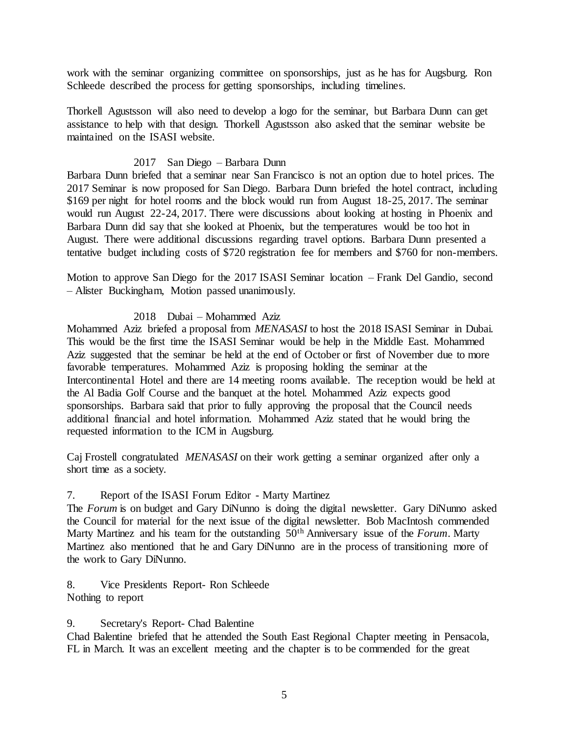work with the seminar organizing committee on sponsorships, just as he has for Augsburg. Ron Schleede described the process for getting sponsorships, including timelines.

Thorkell Agustsson will also need to develop a logo for the seminar, but Barbara Dunn can get assistance to help with that design. Thorkell Agustsson also asked that the seminar website be maintained on the ISASI website.

2017 San Diego – Barbara Dunn

Barbara Dunn briefed that a seminar near San Francisco is not an option due to hotel prices. The 2017 Seminar is now proposed for San Diego. Barbara Dunn briefed the hotel contract, including $169 per night for hotel rooms and the block would run from August 18-25, 2017. The seminar would run August 22-24, 2017. There were discussions about looking at hosting in Phoenix and Barbara Dunn did say that she looked at Phoenix, but the temperatures would be too hot in August. There were additional discussions regarding travel options. Barbara Dunn presented a tentative budget including costs of $720 registration fee for members and $760 for non-members.

Motion to approve San Diego for the 2017 ISASI Seminar location – Frank Del Gandio, second – Alister Buckingham, Motion passed unanimously.

2018 Dubai – Mohammed Aziz

Mohammed Aziz briefed a proposal from *MENASASI* to host the 2018 ISASI Seminar in Dubai. This would be the first time the ISASI Seminar would be help in the Middle East. Mohammed Aziz suggested that the seminar be held at the end of October or first of November due to more favorable temperatures. Mohammed Aziz is proposing holding the seminar at the Intercontinental Hotel and there are 14 meeting rooms available. The reception would be held at the Al Badia Golf Course and the banquet at the hotel. Mohammed Aziz expects good sponsorships. Barbara said that prior to fully approving the proposal that the Council needs additional financial and hotel information. Mohammed Aziz stated that he would bring the requested information to the ICM in Augsburg.

Caj Frostell congratulated *MENASASI* on their work getting a seminar organized after only a short time as a society.

7. Report of the ISASI Forum Editor - Marty Martinez

The *Forum* is on budget and Gary DiNunno is doing the digital newsletter. Gary DiNunno asked the Council for material for the next issue of the digital newsletter. Bob MacIntosh commended Marty Martinez and his team for the outstanding 50th Anniversary issue of the *Forum*. Marty Martinez also mentioned that he and Gary DiNunno are in the process of transitioning more of the work to Gary DiNunno.

8. Vice Presidents Report- Ron Schleede

Nothing to report

9. Secretary's Report- Chad Balentine

Chad Balentine briefed that he attended the South East Regional Chapter meeting in Pensacola, FL in March. It was an excellent meeting and the chapter is to be commended for the great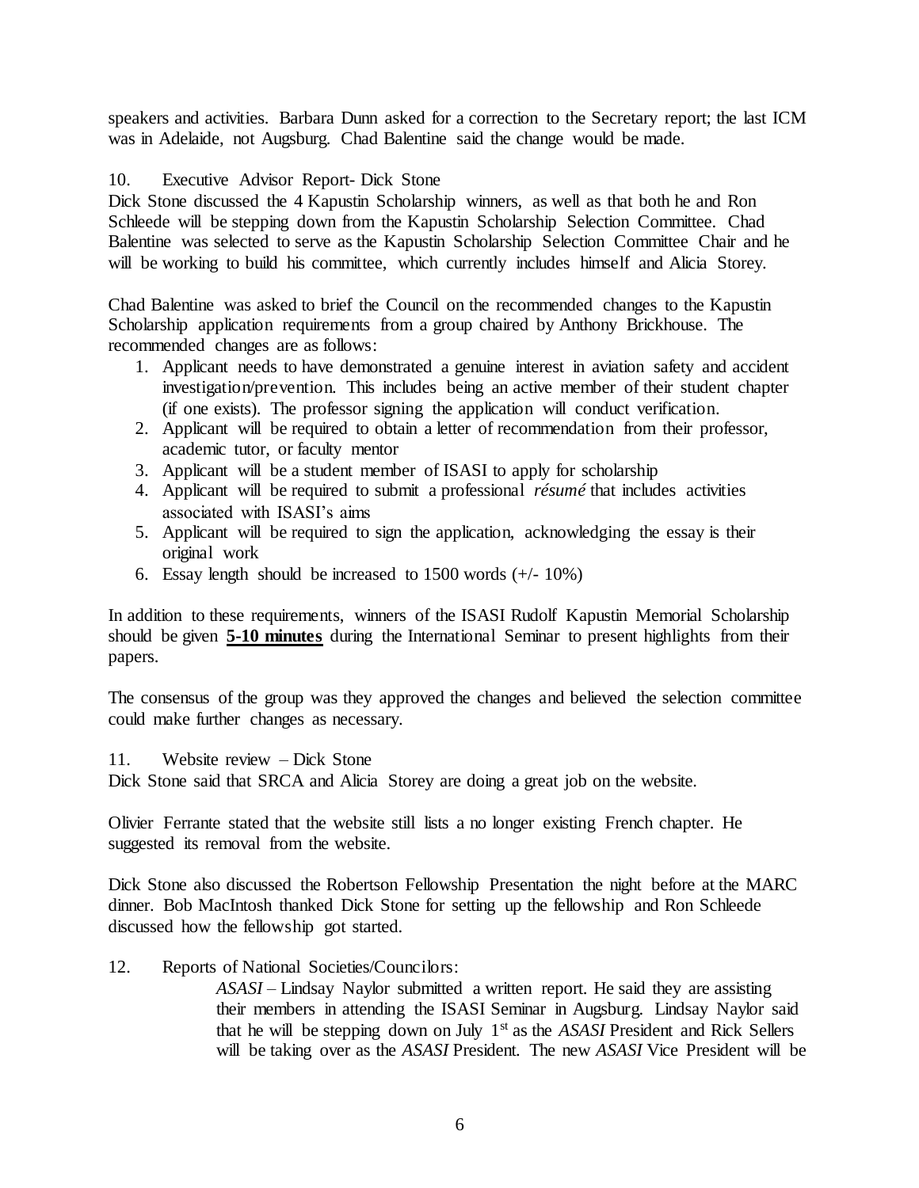speakers and activities. Barbara Dunn asked for a correction to the Secretary report; the last ICM was in Adelaide, not Augsburg. Chad Balentine said the change would be made.

10. Executive Advisor Report- Dick Stone

Dick Stone discussed the 4 Kapustin Scholarship winners, as well as that both he and Ron Schleede will be stepping down from the Kapustin Scholarship Selection Committee. Chad Balentine was selected to serve as the Kapustin Scholarship Selection Committee Chair and he will be working to build his committee, which currently includes himself and Alicia Storey.

Chad Balentine was asked to brief the Council on the recommended changes to the Kapustin Scholarship application requirements from a group chaired by Anthony Brickhouse. The recommended changes are as follows:

1. Applicant needs to have demonstrated a genuine interest in aviation safety and accident investigation/prevention. This includes being an active member of their student chapter (if one exists). The professor signing the application will conduct verification.
2. Applicant will be required to obtain a letter of recommendation from their professor, academic tutor, or faculty mentor
3. Applicant will be a student member of ISASI to apply for scholarship
4. Applicant will be required to submit a professional *résumé* that includes activities associated with ISASI's aims
5. Applicant will be required to sign the application, acknowledging the essay is their original work
6. Essay length should be increased to 1500 words (+/- 10%)

In addition to these requirements, winners of the ISASI Rudolf Kapustin Memorial Scholarship should be given **5-10 minutes** during the International Seminar to present highlights from their papers.

The consensus of the group was they approved the changes and believed the selection committee could make further changes as necessary.

11. Website review – Dick Stone

Dick Stone said that SRCA and Alicia Storey are doing a great job on the website.

Olivier Ferrante stated that the website still lists a no longer existing French chapter. He suggested its removal from the website.

Dick Stone also discussed the Robertson Fellowship Presentation the night before at the MARC dinner. Bob MacIntosh thanked Dick Stone for setting up the fellowship and Ron Schleede discussed how the fellowship got started.

12. Reports of National Societies/Councilors:

*ASASI* – Lindsay Naylor submitted a written report. He said they are assisting their members in attending the ISASI Seminar in Augsburg. Lindsay Naylor said that he will be stepping down on July 1st as the *ASASI* President and Rick Sellers will be taking over as the *ASASI* President. The new *ASASI* Vice President will be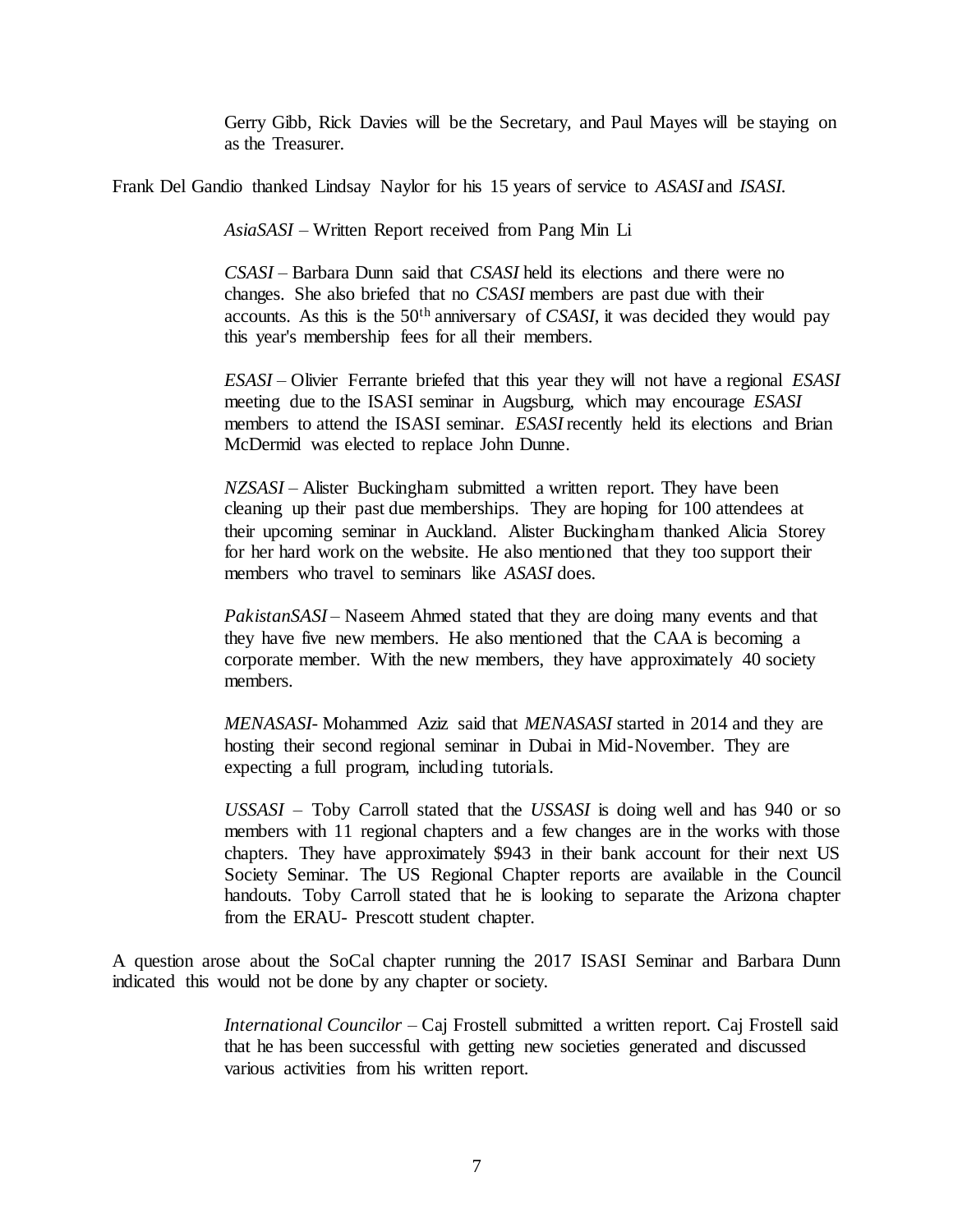Gerry Gibb, Rick Davies will be the Secretary, and Paul Mayes will be staying on as the Treasurer.

Frank Del Gandio thanked Lindsay Naylor for his 15 years of service to *ASASI* and *ISASI*.

*AsiaSASI* – Written Report received from Pang Min Li

*CSASI* – Barbara Dunn said that *CSASI* held its elections and there were no changes. She also briefed that no *CSASI* members are past due with their accounts. As this is the 50th anniversary of *CSASI*, it was decided they would pay this year's membership fees for all their members.

*ESASI* – Olivier Ferrante briefed that this year they will not have a regional *ESASI* meeting due to the ISASI seminar in Augsburg, which may encourage *ESASI* members to attend the ISASI seminar. *ESASI* recently held its elections and Brian McDermid was elected to replace John Dunne.

*NZSASI* – Alister Buckingham submitted a written report. They have been cleaning up their past due memberships. They are hoping for 100 attendees at their upcoming seminar in Auckland. Alister Buckingham thanked Alicia Storey for her hard work on the website. He also mentioned that they too support their members who travel to seminars like *ASASI* does.

*PakistanSASI* – Naseem Ahmed stated that they are doing many events and that they have five new members. He also mentioned that the CAA is becoming a corporate member. With the new members, they have approximately 40 society members.

*MENASASI*- Mohammed Aziz said that *MENASASI* started in 2014 and they are hosting their second regional seminar in Dubai in Mid-November. They are expecting a full program, including tutorials.

*USSASI* – Toby Carroll stated that the *USSASI* is doing well and has 940 or so members with 11 regional chapters and a few changes are in the works with those chapters. They have approximately $943 in their bank account for their next US Society Seminar. The US Regional Chapter reports are available in the Council handouts. Toby Carroll stated that he is looking to separate the Arizona chapter from the ERAU- Prescott student chapter.

A question arose about the SoCal chapter running the 2017 ISASI Seminar and Barbara Dunn indicated this would not be done by any chapter or society.

*International Councilor* – Caj Frostell submitted a written report. Caj Frostell said that he has been successful with getting new societies generated and discussed various activities from his written report.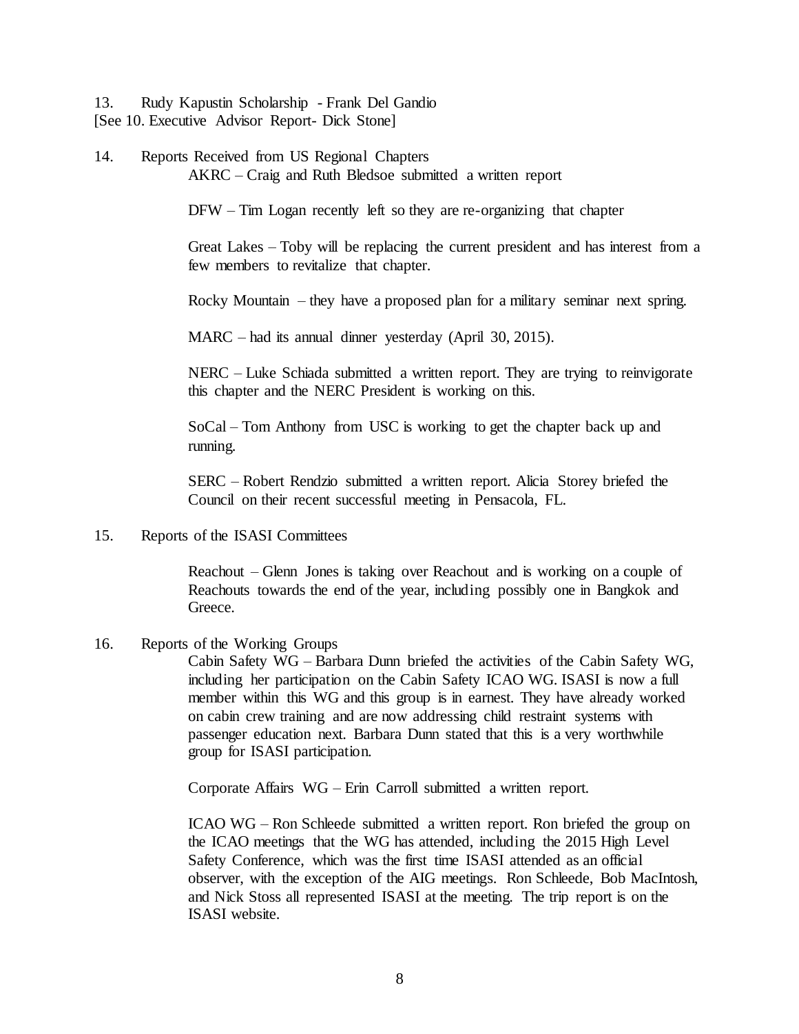13. Rudy Kapustin Scholarship - Frank Del Gandio
[See 10. Executive Advisor Report- Dick Stone]

14. Reports Received from US Regional Chapters

AKRC – Craig and Ruth Bledsoe submitted a written report

DFW – Tim Logan recently left so they are re-organizing that chapter

Great Lakes – Toby will be replacing the current president and has interest from a few members to revitalize that chapter.

Rocky Mountain – they have a proposed plan for a military seminar next spring.

MARC – had its annual dinner yesterday (April 30, 2015).

NERC – Luke Schiada submitted a written report. They are trying to reinvigorate this chapter and the NERC President is working on this.

SoCal – Tom Anthony from USC is working to get the chapter back up and running.

SERC – Robert Rendzio submitted a written report. Alicia Storey briefed the Council on their recent successful meeting in Pensacola, FL.

15. Reports of the ISASI Committees

Reachout – Glenn Jones is taking over Reachout and is working on a couple of Reachouts towards the end of the year, including possibly one in Bangkok and Greece.

16. Reports of the Working Groups

Cabin Safety WG – Barbara Dunn briefed the activities of the Cabin Safety WG, including her participation on the Cabin Safety ICAO WG. ISASI is now a full member within this WG and this group is in earnest. They have already worked on cabin crew training and are now addressing child restraint systems with passenger education next. Barbara Dunn stated that this is a very worthwhile group for ISASI participation.

Corporate Affairs WG – Erin Carroll submitted a written report.

ICAO WG – Ron Schleede submitted a written report. Ron briefed the group on the ICAO meetings that the WG has attended, including the 2015 High Level Safety Conference, which was the first time ISASI attended as an official observer, with the exception of the AIG meetings. Ron Schleede, Bob MacIntosh, and Nick Stoss all represented ISASI at the meeting. The trip report is on the ISASI website.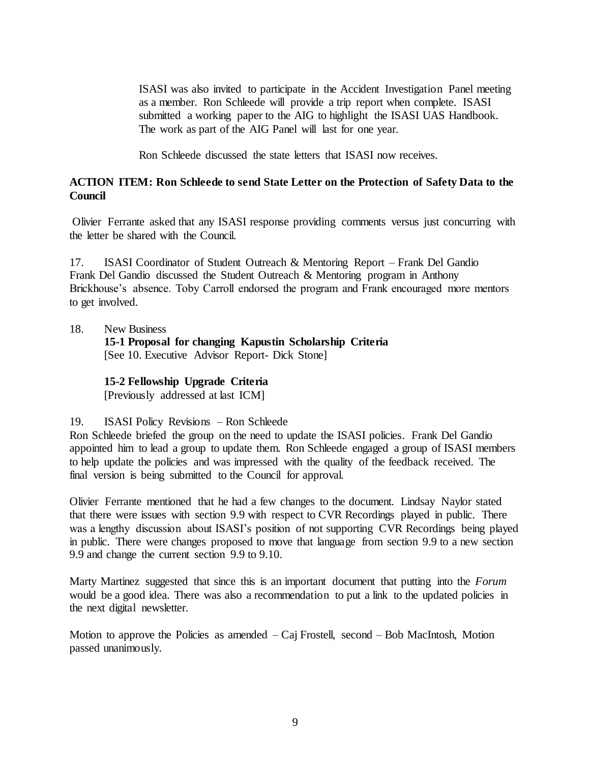ISASI was also invited to participate in the Accident Investigation Panel meeting as a member. Ron Schleede will provide a trip report when complete. ISASI submitted a working paper to the AIG to highlight the ISASI UAS Handbook. The work as part of the AIG Panel will last for one year.

Ron Schleede discussed the state letters that ISASI now receives.

**ACTION ITEM: Ron Schleede to send State Letter on the Protection of Safety Data to the Council**

Olivier Ferrante asked that any ISASI response providing comments versus just concurring with the letter be shared with the Council.

17. ISASI Coordinator of Student Outreach & Mentoring Report – Frank Del Gandio
Frank Del Gandio discussed the Student Outreach & Mentoring program in Anthony Brickhouse's absence. Toby Carroll endorsed the program and Frank encouraged more mentors to get involved.

18. New Business

**15-1 Proposal for changing Kapustin Scholarship Criteria**
[See 10. Executive Advisor Report- Dick Stone]

**15-2 Fellowship Upgrade Criteria**
[Previously addressed at last ICM]

19. ISASI Policy Revisions – Ron Schleede
Ron Schleede briefed the group on the need to update the ISASI policies. Frank Del Gandio appointed him to lead a group to update them. Ron Schleede engaged a group of ISASI members to help update the policies and was impressed with the quality of the feedback received. The final version is being submitted to the Council for approval.

Olivier Ferrante mentioned that he had a few changes to the document. Lindsay Naylor stated that there were issues with section 9.9 with respect to CVR Recordings played in public. There was a lengthy discussion about ISASI's position of not supporting CVR Recordings being played in public. There were changes proposed to move that language from section 9.9 to a new section 9.9 and change the current section 9.9 to 9.10.

Marty Martinez suggested that since this is an important document that putting into the *Forum* would be a good idea. There was also a recommendation to put a link to the updated policies in the next digital newsletter.

Motion to approve the Policies as amended – Caj Frostell, second – Bob MacIntosh, Motion passed unanimously.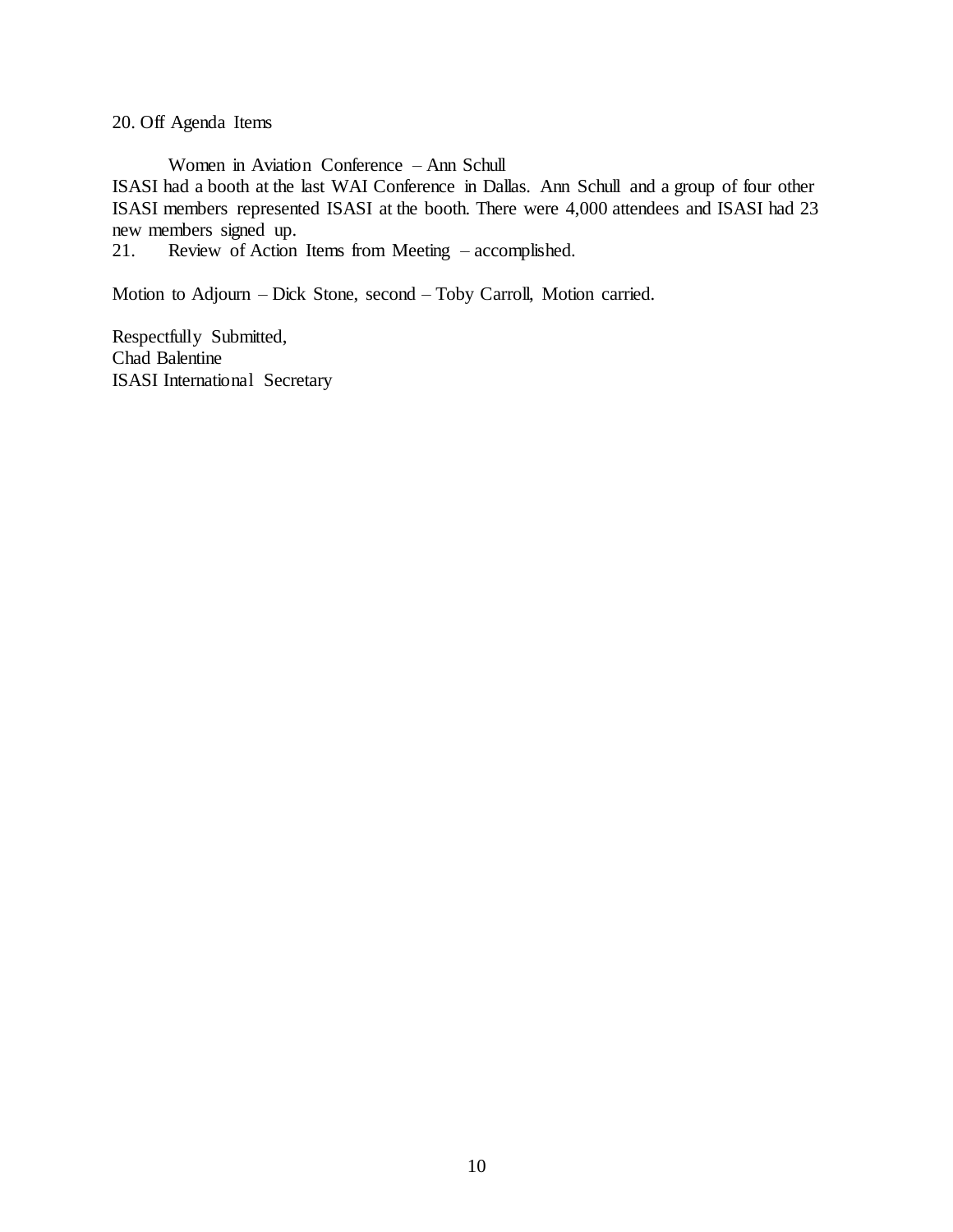20. Off Agenda Items

Women in Aviation Conference – Ann Schull

ISASI had a booth at the last WAI Conference in Dallas. Ann Schull and a group of four other ISASI members represented ISASI at the booth. There were 4,000 attendees and ISASI had 23 new members signed up.

21. Review of Action Items from Meeting – accomplished.

Motion to Adjourn – Dick Stone, second – Toby Carroll, Motion carried.

Respectfully Submitted,
Chad Balentine
ISASI International Secretary